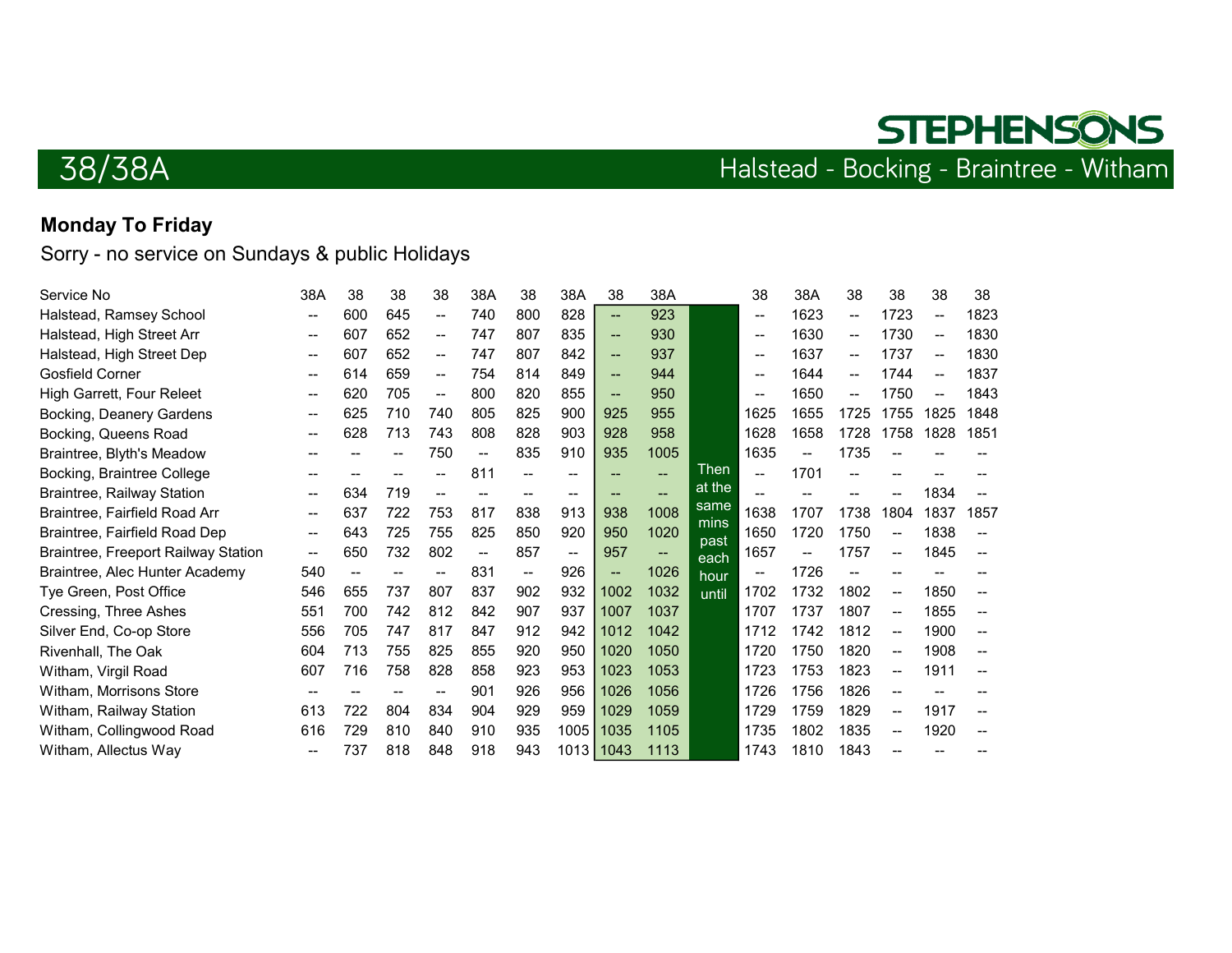# 38/38A

STEPHENSONS

Halstead - Bocking - Braintree - Witham

**Monday To Friday**

Sorry - no service on Sundays & public Holidays

| Service No | 38A | 38 | 38 | 38 | 38A | 38 | 38A | 38 | 38A | | 38 | 38A | 38 | 38 | 38 | 38 |
|---|---|---|---|---|---|---|---|---|---|---|---|---|---|---|---|---|
| Halstead, Ramsey School | -- | 600 | 645 | -- | 740 | 800 | 828 | -- | 923 | Then at the same mins past each hour until | -- | 1623 | -- | 1723 | -- | 1823 |
| Halstead, High Street Arr | -- | 607 | 652 | -- | 747 | 807 | 835 | -- | 930 | | -- | 1630 | -- | 1730 | -- | 1830 |
| Halstead, High Street Dep | -- | 607 | 652 | -- | 747 | 807 | 842 | -- | 937 | | -- | 1637 | -- | 1737 | -- | 1830 |
| Gosfield Corner | -- | 614 | 659 | -- | 754 | 814 | 849 | -- | 944 | | -- | 1644 | -- | 1744 | -- | 1837 |
| High Garrett, Four Releet | -- | 620 | 705 | -- | 800 | 820 | 855 | -- | 950 | | -- | 1650 | -- | 1750 | -- | 1843 |
| Bocking, Deanery Gardens | -- | 625 | 710 | 740 | 805 | 825 | 900 | 925 | 955 | | 1625 | 1655 | 1725 | 1755 | 1825 | 1848 |
| Bocking, Queens Road | -- | 628 | 713 | 743 | 808 | 828 | 903 | 928 | 958 | | 1628 | 1658 | 1728 | 1758 | 1828 | 1851 |
| Braintree, Blyth's Meadow | -- | -- | -- | 750 | -- | 835 | 910 | 935 | 1005 | | 1635 | -- | 1735 | -- | -- | -- |
| Bocking, Braintree College | -- | -- | -- | -- | 811 | -- | -- | -- | -- | | -- | 1701 | -- | -- | -- | -- |
| Braintree, Railway Station | -- | 634 | 719 | -- | -- | -- | -- | -- | -- | | -- | -- | -- | -- | 1834 | -- |
| Braintree, Fairfield Road Arr | -- | 637 | 722 | 753 | 817 | 838 | 913 | 938 | 1008 | | 1638 | 1707 | 1738 | 1804 | 1837 | 1857 |
| Braintree, Fairfield Road Dep | -- | 643 | 725 | 755 | 825 | 850 | 920 | 950 | 1020 | | 1650 | 1720 | 1750 | -- | 1838 | -- |
| Braintree, Freeport Railway Station | -- | 650 | 732 | 802 | -- | 857 | -- | 957 | -- | | 1657 | -- | 1757 | -- | 1845 | -- |
| Braintree, Alec Hunter Academy | 540 | -- | -- | -- | 831 | -- | 926 | -- | 1026 | | -- | 1726 | -- | -- | -- | -- |
| Tye Green, Post Office | 546 | 655 | 737 | 807 | 837 | 902 | 932 | 1002 | 1032 | | 1702 | 1732 | 1802 | -- | 1850 | -- |
| Cressing, Three Ashes | 551 | 700 | 742 | 812 | 842 | 907 | 937 | 1007 | 1037 | | 1707 | 1737 | 1807 | -- | 1855 | -- |
| Silver End, Co-op Store | 556 | 705 | 747 | 817 | 847 | 912 | 942 | 1012 | 1042 | | 1712 | 1742 | 1812 | -- | 1900 | -- |
| Rivenhall, The Oak | 604 | 713 | 755 | 825 | 855 | 920 | 950 | 1020 | 1050 | | 1720 | 1750 | 1820 | -- | 1908 | -- |
| Witham, Virgil Road | 607 | 716 | 758 | 828 | 858 | 923 | 953 | 1023 | 1053 | | 1723 | 1753 | 1823 | -- | 1911 | -- |
| Witham, Morrisons Store | -- | -- | -- | -- | 901 | 926 | 956 | 1026 | 1056 | | 1726 | 1756 | 1826 | -- | -- | -- |
| Witham, Railway Station | 613 | 722 | 804 | 834 | 904 | 929 | 959 | 1029 | 1059 | | 1729 | 1759 | 1829 | -- | 1917 | -- |
| Witham, Collingwood Road | 616 | 729 | 810 | 840 | 910 | 935 | 1005 | 1035 | 1105 | | 1735 | 1802 | 1835 | -- | 1920 | -- |
| Witham, Allectus Way | -- | 737 | 818 | 848 | 918 | 943 | 1013 | 1043 | 1113 | | 1743 | 1810 | 1843 | -- | -- | -- |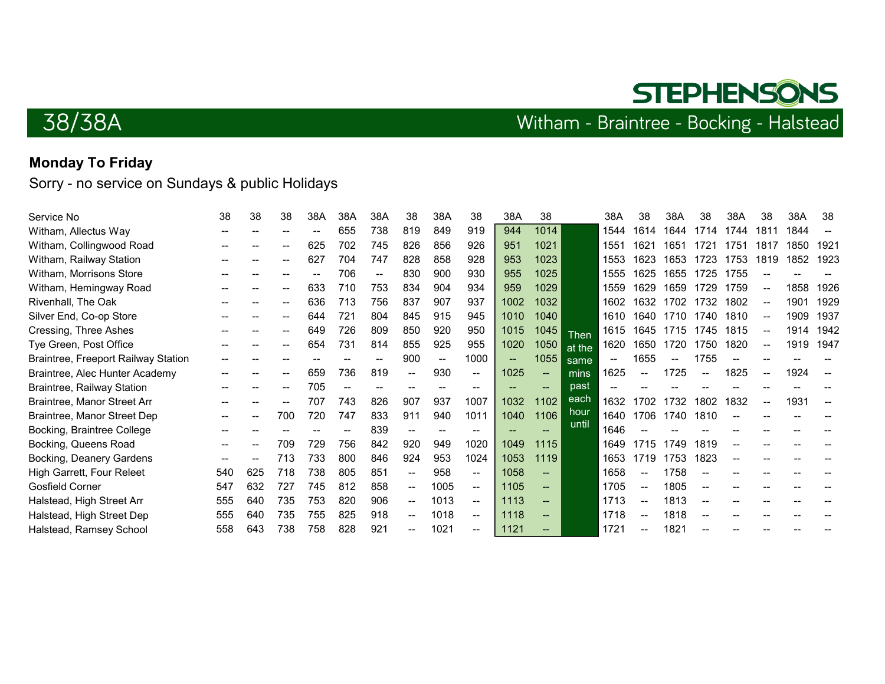# STEPHENSONS

## 38/38A

Witham - Braintree - Bocking - Halstead

**Monday To Friday**

Sorry - no service on Sundays & public Holidays

| Service No | 38 | 38 | 38 | 38A | 38A | 38A | 38 | 38A | 38 | 38A | 38 | | 38A | 38 | 38A | 38 | 38A | 38 | 38A | 38 |
|---|---|---|---|---|---|---|---|---|---|---|---|---|---|---|---|---|---|---|---|---|
| Witham, Allectus Way | -- | -- | -- | -- | 655 | 738 | 819 | 849 | 919 | 944 | 1014 | | 1544 | 1614 | 1644 | 1714 | 1744 | 1811 | 1844 | -- |
| Witham, Collingwood Road | -- | -- | -- | 625 | 702 | 745 | 826 | 856 | 926 | 951 | 1021 | | 1551 | 1621 | 1651 | 1721 | 1751 | 1817 | 1850 | 1921 |
| Witham, Railway Station | -- | -- | -- | 627 | 704 | 747 | 828 | 858 | 928 | 953 | 1023 | | 1553 | 1623 | 1653 | 1723 | 1753 | 1819 | 1852 | 1923 |
| Witham, Morrisons Store | -- | -- | -- | -- | 706 | -- | 830 | 900 | 930 | 955 | 1025 | | 1555 | 1625 | 1655 | 1725 | 1755 | -- | -- | -- |
| Witham, Hemingway Road | -- | -- | -- | 633 | 710 | 753 | 834 | 904 | 934 | 959 | 1029 | | 1559 | 1629 | 1659 | 1729 | 1759 | -- | 1858 | 1926 |
| Rivenhall, The Oak | -- | -- | -- | 636 | 713 | 756 | 837 | 907 | 937 | 1002 | 1032 | | 1602 | 1632 | 1702 | 1732 | 1802 | -- | 1901 | 1929 |
| Silver End, Co-op Store | -- | -- | -- | 644 | 721 | 804 | 845 | 915 | 945 | 1010 | 1040 | | 1610 | 1640 | 1710 | 1740 | 1810 | -- | 1909 | 1937 |
| Cressing, Three Ashes | -- | -- | -- | 649 | 726 | 809 | 850 | 920 | 950 | 1015 | 1045 | Then | 1615 | 1645 | 1715 | 1745 | 1815 | -- | 1914 | 1942 |
| Tye Green, Post Office | -- | -- | -- | 654 | 731 | 814 | 855 | 925 | 955 | 1020 | 1050 | at the | 1620 | 1650 | 1720 | 1750 | 1820 | -- | 1919 | 1947 |
| Braintree, Freeport Railway Station | -- | -- | -- | -- | -- | -- | 900 | -- | 1000 | -- | 1055 | same | -- | 1655 | -- | 1755 | -- | -- | -- | -- |
| Braintree, Alec Hunter Academy | -- | -- | -- | 659 | 736 | 819 | -- | 930 | -- | 1025 | -- | mins | 1625 | -- | 1725 | -- | 1825 | -- | 1924 | -- |
| Braintree, Railway Station | -- | -- | -- | 705 | -- | -- | -- | -- | -- | -- | -- | past | -- | -- | -- | -- | -- | -- | -- | -- |
| Braintree, Manor Street Arr | -- | -- | -- | 707 | 743 | 826 | 907 | 937 | 1007 | 1032 | 1102 | each | 1632 | 1702 | 1732 | 1802 | 1832 | -- | 1931 | -- |
| Braintree, Manor Street Dep | -- | -- | 700 | 720 | 747 | 833 | 911 | 940 | 1011 | 1040 | 1106 | hour | 1640 | 1706 | 1740 | 1810 | -- | -- | -- | -- |
| Bocking, Braintree College | -- | -- | -- | -- | -- | 839 | -- | -- | -- | -- | -- | until | 1646 | -- | -- | -- | -- | -- | -- | -- |
| Bocking, Queens Road | -- | -- | 709 | 729 | 756 | 842 | 920 | 949 | 1020 | 1049 | 1115 | | 1649 | 1715 | 1749 | 1819 | -- | -- | -- | -- |
| Bocking, Deanery Gardens | -- | -- | 713 | 733 | 800 | 846 | 924 | 953 | 1024 | 1053 | 1119 | | 1653 | 1719 | 1753 | 1823 | -- | -- | -- | -- |
| High Garrett, Four Releet | 540 | 625 | 718 | 738 | 805 | 851 | -- | 958 | -- | 1058 | -- | | 1658 | -- | 1758 | -- | -- | -- | -- | -- |
| Gosfield Corner | 547 | 632 | 727 | 745 | 812 | 858 | -- | 1005 | -- | 1105 | -- | | 1705 | -- | 1805 | -- | -- | -- | -- | -- |
| Halstead, High Street Arr | 555 | 640 | 735 | 753 | 820 | 906 | -- | 1013 | -- | 1113 | -- | | 1713 | -- | 1813 | -- | -- | -- | -- | -- |
| Halstead, High Street Dep | 555 | 640 | 735 | 755 | 825 | 918 | -- | 1018 | -- | 1118 | -- | | 1718 | -- | 1818 | -- | -- | -- | -- | -- |
| Halstead, Ramsey School | 558 | 643 | 738 | 758 | 828 | 921 | -- | 1021 | -- | 1121 | -- | | 1721 | -- | 1821 | -- | -- | -- | -- | -- |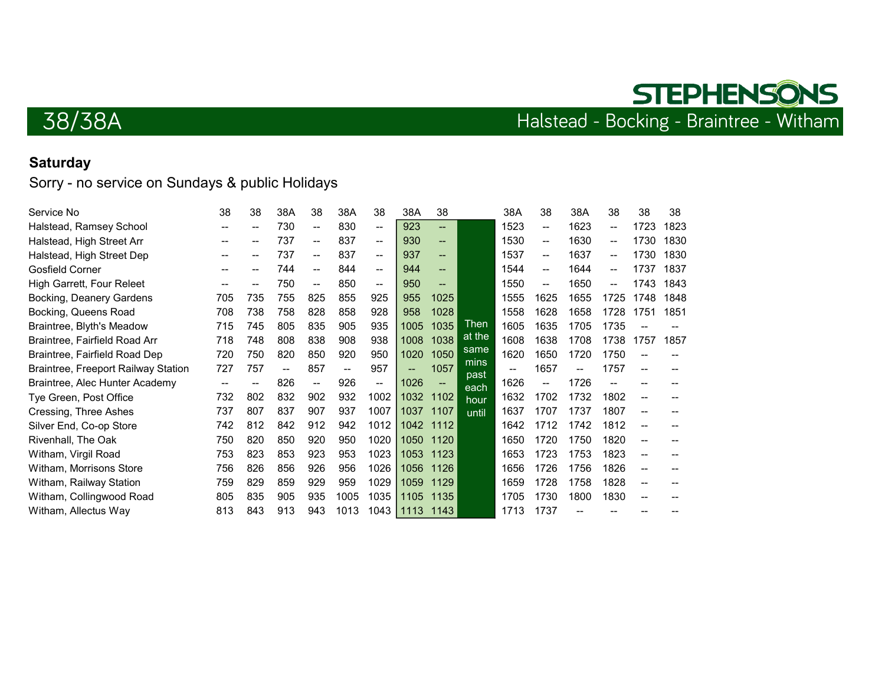# 38/38A

## Halstead - Bocking - Braintree - Witham

**Saturday**

Sorry - no service on Sundays & public Holidays

| Service No | 38 | 38 | 38A | 38 | 38A | 38 | 38A | 38 | | 38A | 38 | 38A | 38 | 38 | 38 |
|---|---|---|---|---|---|---|---|---|---|---|---|---|---|---|---|
| Halstead, Ramsey School | -- | -- | 730 | -- | 830 | -- | 923 | -- | | 1523 | -- | 1623 | -- | 1723 | 1823 |
| Halstead, High Street Arr | -- | -- | 737 | -- | 837 | -- | 930 | -- | | 1530 | -- | 1630 | -- | 1730 | 1830 |
| Halstead, High Street Dep | -- | -- | 737 | -- | 837 | -- | 937 | -- | | 1537 | -- | 1637 | -- | 1730 | 1830 |
| Gosfield Corner | -- | -- | 744 | -- | 844 | -- | 944 | -- | | 1544 | -- | 1644 | -- | 1737 | 1837 |
| High Garrett, Four Releet | -- | -- | 750 | -- | 850 | -- | 950 | -- | | 1550 | -- | 1650 | -- | 1743 | 1843 |
| Bocking, Deanery Gardens | 705 | 735 | 755 | 825 | 855 | 925 | 955 | 1025 | | 1555 | 1625 | 1655 | 1725 | 1748 | 1848 |
| Bocking, Queens Road | 708 | 738 | 758 | 828 | 858 | 928 | 958 | 1028 | | 1558 | 1628 | 1658 | 1728 | 1751 | 1851 |
| Braintree, Blyth's Meadow | 715 | 745 | 805 | 835 | 905 | 935 | 1005 | 1035 | Then | 1605 | 1635 | 1705 | 1735 | -- | -- |
| Braintree, Fairfield Road Arr | 718 | 748 | 808 | 838 | 908 | 938 | 1008 | 1038 | at the | 1608 | 1638 | 1708 | 1738 | 1757 | 1857 |
| Braintree, Fairfield Road Dep | 720 | 750 | 820 | 850 | 920 | 950 | 1020 | 1050 | same | 1620 | 1650 | 1720 | 1750 | -- | -- |
| Braintree, Freeport Railway Station | 727 | 757 | -- | 857 | -- | 957 | -- | 1057 | mins | -- | 1657 | -- | 1757 | -- | -- |
| Braintree, Alec Hunter Academy | -- | -- | 826 | -- | 926 | -- | 1026 | -- | past | 1626 | -- | 1726 | -- | -- | -- |
| Tye Green, Post Office | 732 | 802 | 832 | 902 | 932 | 1002 | 1032 | 1102 | each | 1632 | 1702 | 1732 | 1802 | -- | -- |
| Cressing, Three Ashes | 737 | 807 | 837 | 907 | 937 | 1007 | 1037 | 1107 | hour | 1637 | 1707 | 1737 | 1807 | -- | -- |
| Silver End, Co-op Store | 742 | 812 | 842 | 912 | 942 | 1012 | 1042 | 1112 | until | 1642 | 1712 | 1742 | 1812 | -- | -- |
| Rivenhall, The Oak | 750 | 820 | 850 | 920 | 950 | 1020 | 1050 | 1120 | | 1650 | 1720 | 1750 | 1820 | -- | -- |
| Witham, Virgil Road | 753 | 823 | 853 | 923 | 953 | 1023 | 1053 | 1123 | | 1653 | 1723 | 1753 | 1823 | -- | -- |
| Witham, Morrisons Store | 756 | 826 | 856 | 926 | 956 | 1026 | 1056 | 1126 | | 1656 | 1726 | 1756 | 1826 | -- | -- |
| Witham, Railway Station | 759 | 829 | 859 | 929 | 959 | 1029 | 1059 | 1129 | | 1659 | 1728 | 1758 | 1828 | -- | -- |
| Witham, Collingwood Road | 805 | 835 | 905 | 935 | 1005 | 1035 | 1105 | 1135 | | 1705 | 1730 | 1800 | 1830 | -- | -- |
| Witham, Allectus Way | 813 | 843 | 913 | 943 | 1013 | 1043 | 1113 | 1143 | | 1713 | 1737 | -- | -- | -- | -- |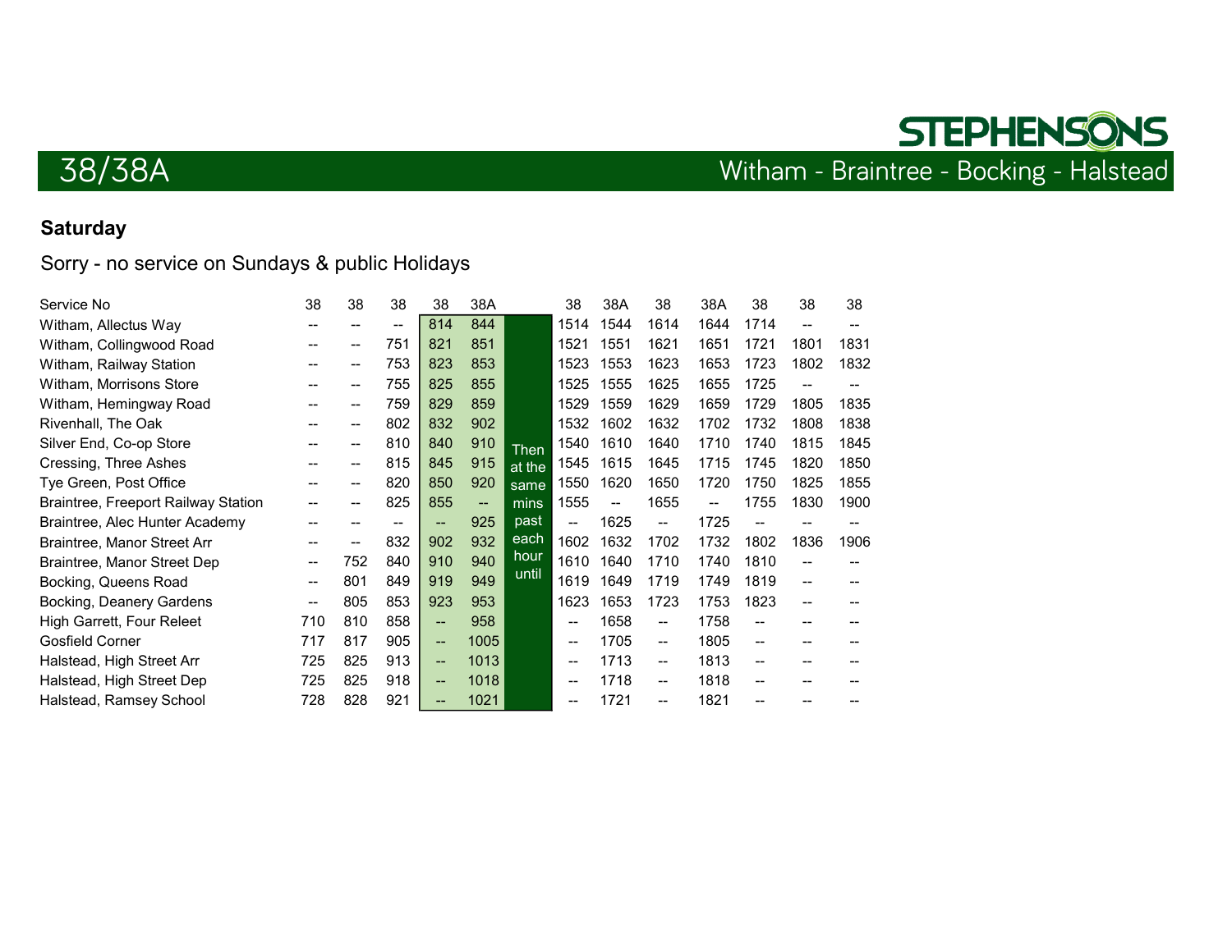STEPHENSONS

# 38/38A

## Witham - Braintree - Bocking - Halstead

**Saturday**

Sorry - no service on Sundays & public Holidays

| Service No | 38 | 38 | 38 | 38 | 38A | | 38 | 38A | 38 | 38A | 38 | 38 | 38 |
|---|---|---|---|---|---|---|---|---|---|---|---|---|---|
| Witham, Allectus Way | -- | -- | -- | 814 | 844 | Then at the same mins past each hour until | 1514 | 1544 | 1614 | 1644 | 1714 | -- | -- |
| Witham, Collingwood Road | -- | -- | 751 | 821 | 851 | | 1521 | 1551 | 1621 | 1651 | 1721 | 1801 | 1831 |
| Witham, Railway Station | -- | -- | 753 | 823 | 853 | | 1523 | 1553 | 1623 | 1653 | 1723 | 1802 | 1832 |
| Witham, Morrisons Store | -- | -- | 755 | 825 | 855 | | 1525 | 1555 | 1625 | 1655 | 1725 | -- | -- |
| Witham, Hemingway Road | -- | -- | 759 | 829 | 859 | | 1529 | 1559 | 1629 | 1659 | 1729 | 1805 | 1835 |
| Rivenhall, The Oak | -- | -- | 802 | 832 | 902 | | 1532 | 1602 | 1632 | 1702 | 1732 | 1808 | 1838 |
| Silver End, Co-op Store | -- | -- | 810 | 840 | 910 | | 1540 | 1610 | 1640 | 1710 | 1740 | 1815 | 1845 |
| Cressing, Three Ashes | -- | -- | 815 | 845 | 915 | | 1545 | 1615 | 1645 | 1715 | 1745 | 1820 | 1850 |
| Tye Green, Post Office | -- | -- | 820 | 850 | 920 | | 1550 | 1620 | 1650 | 1720 | 1750 | 1825 | 1855 |
| Braintree, Freeport Railway Station | -- | -- | 825 | 855 | -- | | 1555 | -- | 1655 | -- | 1755 | 1830 | 1900 |
| Braintree, Alec Hunter Academy | -- | -- | -- | -- | 925 | | -- | 1625 | -- | 1725 | -- | -- | -- |
| Braintree, Manor Street Arr | -- | -- | 832 | 902 | 932 | | 1602 | 1632 | 1702 | 1732 | 1802 | 1836 | 1906 |
| Braintree, Manor Street Dep | -- | 752 | 840 | 910 | 940 | | 1610 | 1640 | 1710 | 1740 | 1810 | -- | -- |
| Bocking, Queens Road | -- | 801 | 849 | 919 | 949 | | 1619 | 1649 | 1719 | 1749 | 1819 | -- | -- |
| Bocking, Deanery Gardens | -- | 805 | 853 | 923 | 953 | | 1623 | 1653 | 1723 | 1753 | 1823 | -- | -- |
| High Garrett, Four Releet | 710 | 810 | 858 | -- | 958 | | -- | 1658 | -- | 1758 | -- | -- | -- |
| Gosfield Corner | 717 | 817 | 905 | -- | 1005 | | -- | 1705 | -- | 1805 | -- | -- | -- |
| Halstead, High Street Arr | 725 | 825 | 913 | -- | 1013 | | -- | 1713 | -- | 1813 | -- | -- | -- |
| Halstead, High Street Dep | 725 | 825 | 918 | -- | 1018 | | -- | 1718 | -- | 1818 | -- | -- | -- |
| Halstead, Ramsey School | 728 | 828 | 921 | -- | 1021 | | -- | 1721 | -- | 1821 | -- | -- | -- |